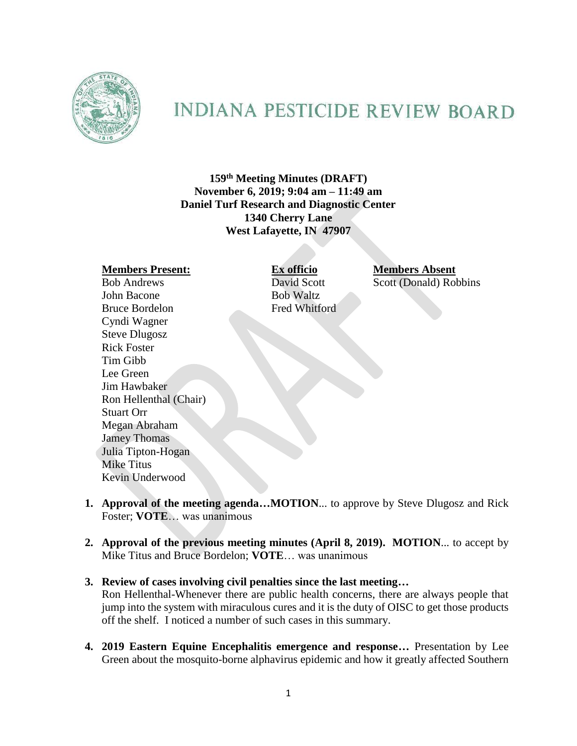# INDIANA PESTICIDE REVIEW BOARD

**159th Meeting Minutes (DRAFT)**
**November 6, 2019; 9:04 am – 11:49 am**
**Daniel Turf Research and Diagnostic Center**
**1340 Cherry Lane**
**West Lafayette, IN 47907**

| **Members Present:** | **Ex officio** | **Members Absent** |
|---|---|---|
| Bob Andrews | David Scott | Scott (Donald) Robbins |
| John Bacone | Bob Waltz | |
| Bruce Bordelon | Fred Whitford | |
| Cyndi Wagner | | |
| Steve Dlugosz | | |
| Rick Foster | | |
| Tim Gibb | | |
| Lee Green | | |
| Jim Hawbaker | | |
| Ron Hellenthal (Chair) | | |
| Stuart Orr | | |
| Megan Abraham | | |
| Jamey Thomas | | |
| Julia Tipton-Hogan | | |
| Mike Titus | | |
| Kevin Underwood | | |

1. **Approval of the meeting agenda…MOTION**... to approve by Steve Dlugosz and Rick Foster; **VOTE**… was unanimous

2. **Approval of the previous meeting minutes (April 8, 2019). MOTION**... to accept by Mike Titus and Bruce Bordelon; **VOTE**… was unanimous

3. **Review of cases involving civil penalties since the last meeting…**
   Ron Hellenthal-Whenever there are public health concerns, there are always people that jump into the system with miraculous cures and it is the duty of OISC to get those products off the shelf. I noticed a number of such cases in this summary.

4. **2019 Eastern Equine Encephalitis emergence and response…** Presentation by Lee Green about the mosquito-borne alphavirus epidemic and how it greatly affected Southern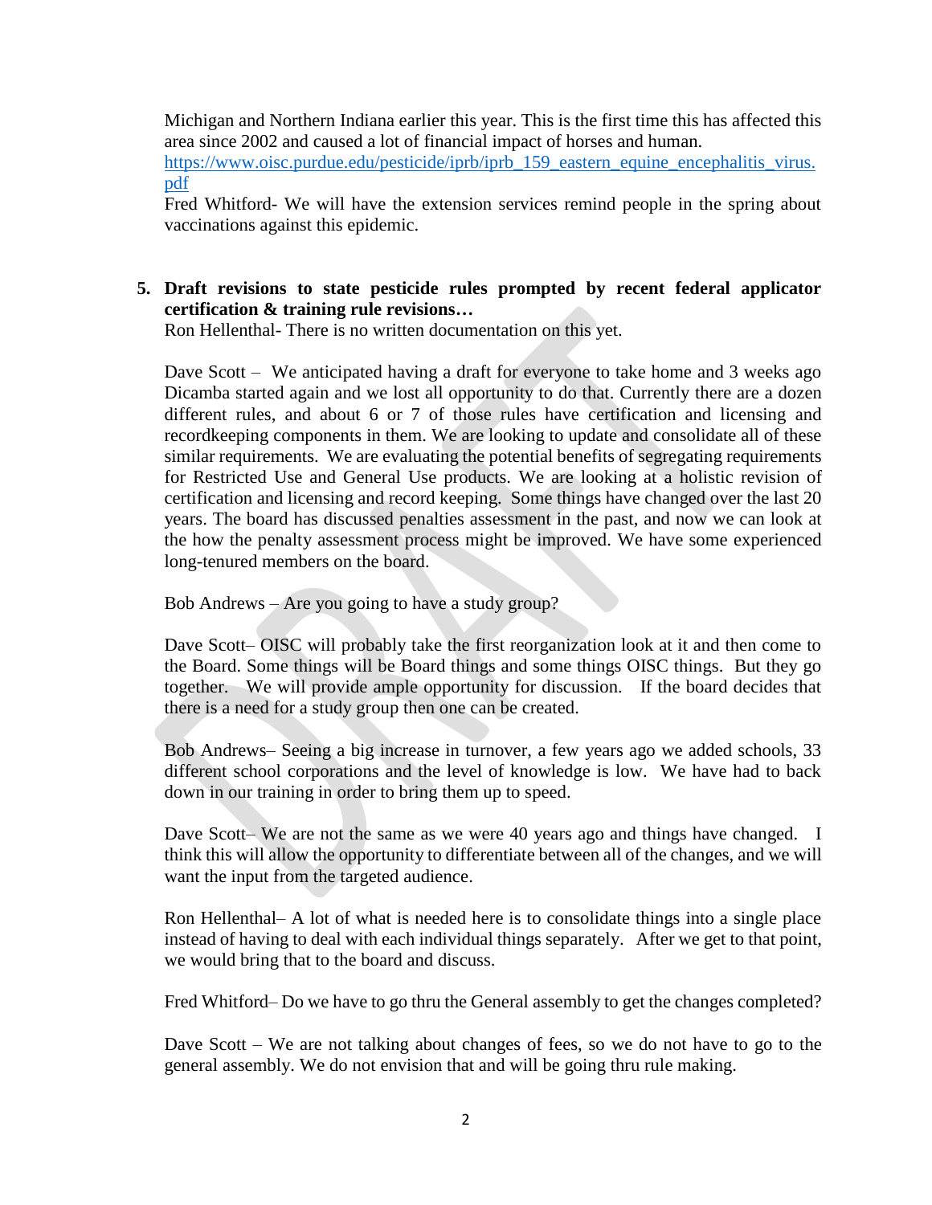Michigan and Northern Indiana earlier this year. This is the first time this has affected this area since 2002 and caused a lot of financial impact of horses and human.
https://www.oisc.purdue.edu/pesticide/iprb/iprb_159_eastern_equine_encephalitis_virus.pdf
Fred Whitford- We will have the extension services remind people in the spring about vaccinations against this epidemic.

5. **Draft revisions to state pesticide rules prompted by recent federal applicator certification & training rule revisions…**

Ron Hellenthal- There is no written documentation on this yet.

Dave Scott – We anticipated having a draft for everyone to take home and 3 weeks ago Dicamba started again and we lost all opportunity to do that. Currently there are a dozen different rules, and about 6 or 7 of those rules have certification and licensing and recordkeeping components in them. We are looking to update and consolidate all of these similar requirements. We are evaluating the potential benefits of segregating requirements for Restricted Use and General Use products. We are looking at a holistic revision of certification and licensing and record keeping. Some things have changed over the last 20 years. The board has discussed penalties assessment in the past, and now we can look at the how the penalty assessment process might be improved. We have some experienced long-tenured members on the board.

Bob Andrews – Are you going to have a study group?

Dave Scott– OISC will probably take the first reorganization look at it and then come to the Board. Some things will be Board things and some things OISC things. But they go together. We will provide ample opportunity for discussion. If the board decides that there is a need for a study group then one can be created.

Bob Andrews– Seeing a big increase in turnover, a few years ago we added schools, 33 different school corporations and the level of knowledge is low. We have had to back down in our training in order to bring them up to speed.

Dave Scott– We are not the same as we were 40 years ago and things have changed. I think this will allow the opportunity to differentiate between all of the changes, and we will want the input from the targeted audience.

Ron Hellenthal– A lot of what is needed here is to consolidate things into a single place instead of having to deal with each individual things separately. After we get to that point, we would bring that to the board and discuss.

Fred Whitford– Do we have to go thru the General assembly to get the changes completed?

Dave Scott – We are not talking about changes of fees, so we do not have to go to the general assembly. We do not envision that and will be going thru rule making.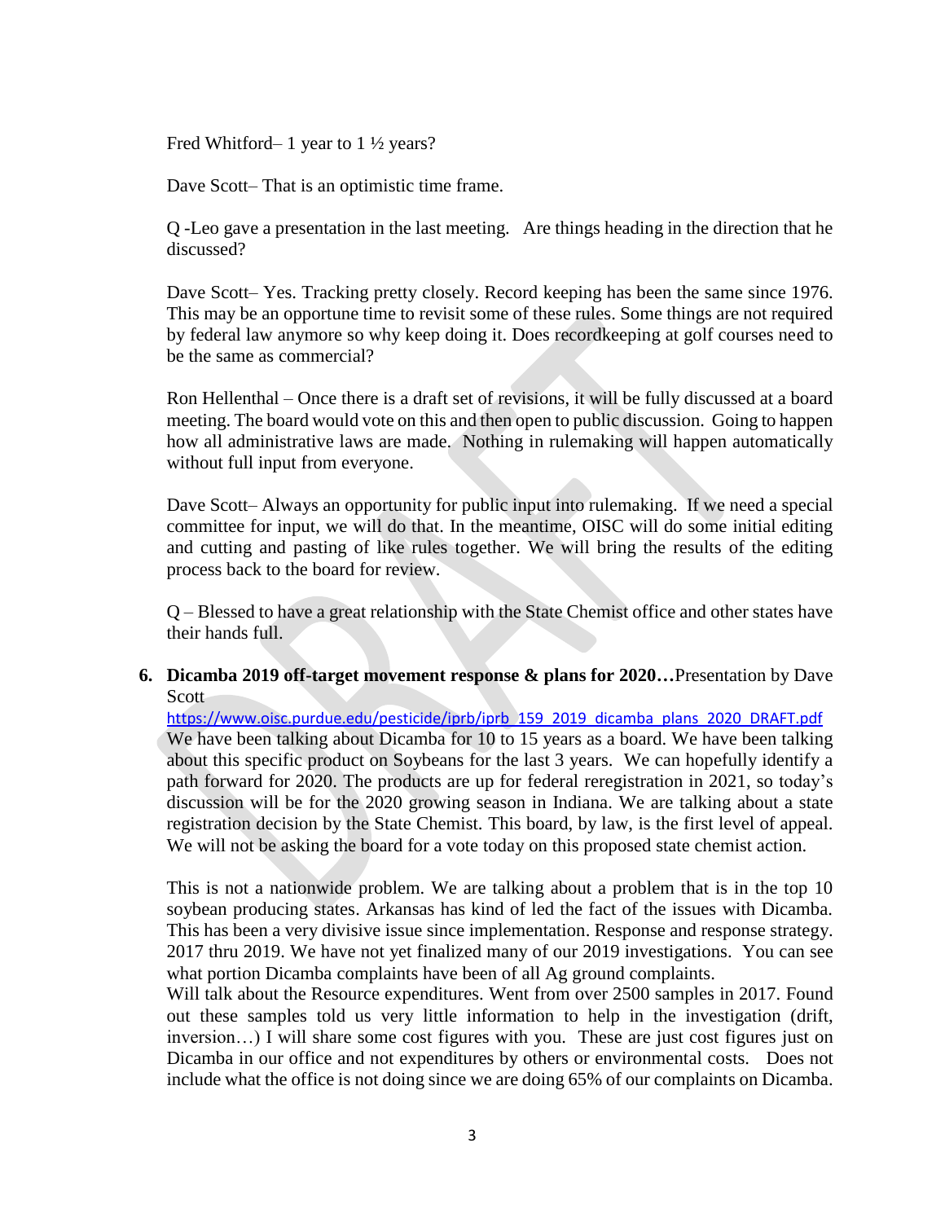Fred Whitford– 1 year to 1 ½ years?

Dave Scott– That is an optimistic time frame.

Q -Leo gave a presentation in the last meeting. Are things heading in the direction that he discussed?

Dave Scott– Yes. Tracking pretty closely. Record keeping has been the same since 1976. This may be an opportune time to revisit some of these rules. Some things are not required by federal law anymore so why keep doing it. Does recordkeeping at golf courses need to be the same as commercial?

Ron Hellenthal – Once there is a draft set of revisions, it will be fully discussed at a board meeting. The board would vote on this and then open to public discussion. Going to happen how all administrative laws are made. Nothing in rulemaking will happen automatically without full input from everyone.

Dave Scott– Always an opportunity for public input into rulemaking. If we need a special committee for input, we will do that. In the meantime, OISC will do some initial editing and cutting and pasting of like rules together. We will bring the results of the editing process back to the board for review.

Q – Blessed to have a great relationship with the State Chemist office and other states have their hands full.

6. **Dicamba 2019 off-target movement response & plans for 2020…**Presentation by Dave Scott

https://www.oisc.purdue.edu/pesticide/iprb/iprb_159_2019_dicamba_plans_2020_DRAFT.pdf

We have been talking about Dicamba for 10 to 15 years as a board. We have been talking about this specific product on Soybeans for the last 3 years. We can hopefully identify a path forward for 2020. The products are up for federal reregistration in 2021, so today's discussion will be for the 2020 growing season in Indiana. We are talking about a state registration decision by the State Chemist. This board, by law, is the first level of appeal. We will not be asking the board for a vote today on this proposed state chemist action.

This is not a nationwide problem. We are talking about a problem that is in the top 10 soybean producing states. Arkansas has kind of led the fact of the issues with Dicamba. This has been a very divisive issue since implementation. Response and response strategy. 2017 thru 2019. We have not yet finalized many of our 2019 investigations. You can see what portion Dicamba complaints have been of all Ag ground complaints.

Will talk about the Resource expenditures. Went from over 2500 samples in 2017. Found out these samples told us very little information to help in the investigation (drift, inversion…) I will share some cost figures with you. These are just cost figures just on Dicamba in our office and not expenditures by others or environmental costs. Does not include what the office is not doing since we are doing 65% of our complaints on Dicamba.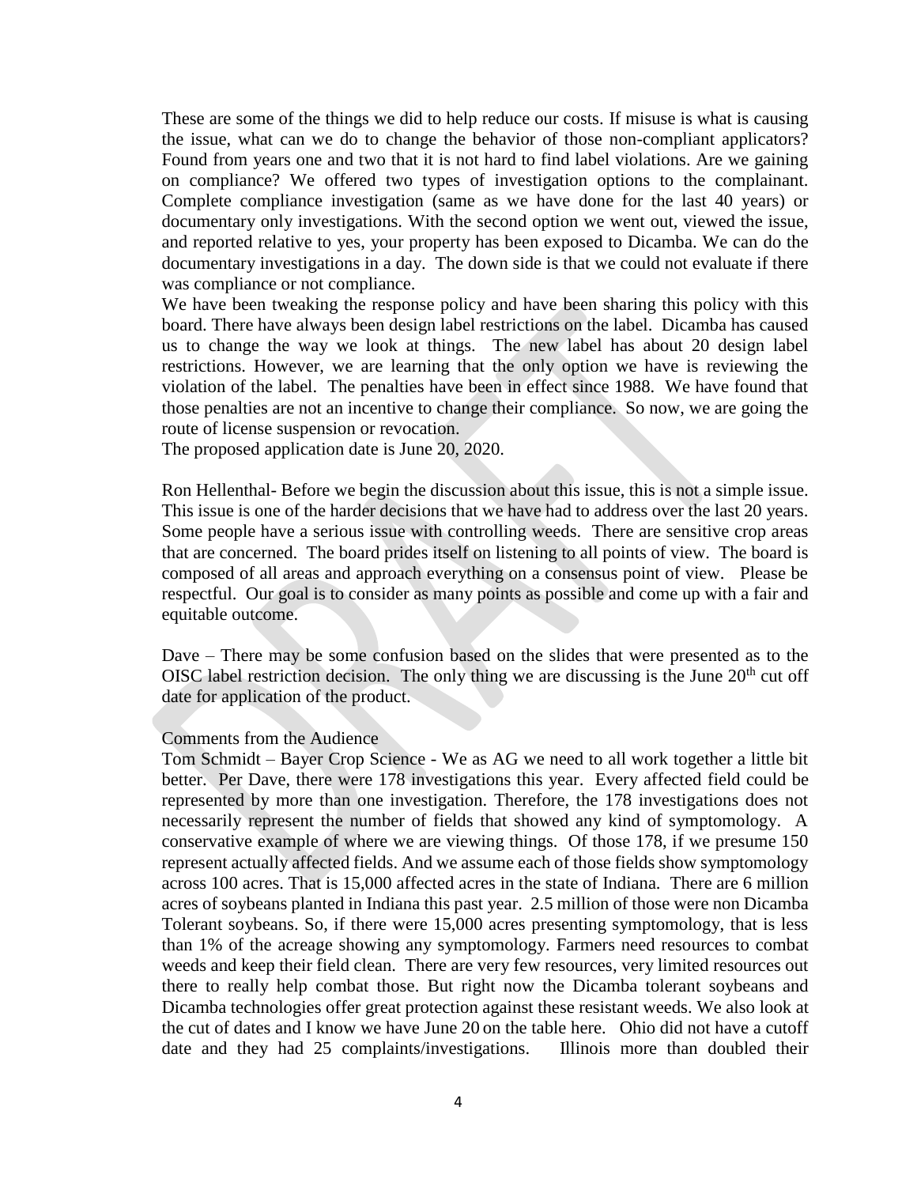These are some of the things we did to help reduce our costs. If misuse is what is causing the issue, what can we do to change the behavior of those non-compliant applicators? Found from years one and two that it is not hard to find label violations. Are we gaining on compliance? We offered two types of investigation options to the complainant. Complete compliance investigation (same as we have done for the last 40 years) or documentary only investigations. With the second option we went out, viewed the issue, and reported relative to yes, your property has been exposed to Dicamba. We can do the documentary investigations in a day. The down side is that we could not evaluate if there was compliance or not compliance.

We have been tweaking the response policy and have been sharing this policy with this board. There have always been design label restrictions on the label. Dicamba has caused us to change the way we look at things. The new label has about 20 design label restrictions. However, we are learning that the only option we have is reviewing the violation of the label. The penalties have been in effect since 1988. We have found that those penalties are not an incentive to change their compliance. So now, we are going the route of license suspension or revocation.

The proposed application date is June 20, 2020.

Ron Hellenthal- Before we begin the discussion about this issue, this is not a simple issue. This issue is one of the harder decisions that we have had to address over the last 20 years. Some people have a serious issue with controlling weeds. There are sensitive crop areas that are concerned. The board prides itself on listening to all points of view. The board is composed of all areas and approach everything on a consensus point of view. Please be respectful. Our goal is to consider as many points as possible and come up with a fair and equitable outcome.

Dave – There may be some confusion based on the slides that were presented as to the OISC label restriction decision. The only thing we are discussing is the June 20[th] cut off date for application of the product.

Comments from the Audience

Tom Schmidt – Bayer Crop Science - We as AG we need to all work together a little bit better. Per Dave, there were 178 investigations this year. Every affected field could be represented by more than one investigation. Therefore, the 178 investigations does not necessarily represent the number of fields that showed any kind of symptomology. A conservative example of where we are viewing things. Of those 178, if we presume 150 represent actually affected fields. And we assume each of those fields show symptomology across 100 acres. That is 15,000 affected acres in the state of Indiana. There are 6 million acres of soybeans planted in Indiana this past year. 2.5 million of those were non Dicamba Tolerant soybeans. So, if there were 15,000 acres presenting symptomology, that is less than 1% of the acreage showing any symptomology. Farmers need resources to combat weeds and keep their field clean. There are very few resources, very limited resources out there to really help combat those. But right now the Dicamba tolerant soybeans and Dicamba technologies offer great protection against these resistant weeds. We also look at the cut of dates and I know we have June 20 on the table here. Ohio did not have a cutoff date and they had 25 complaints/investigations. Illinois more than doubled their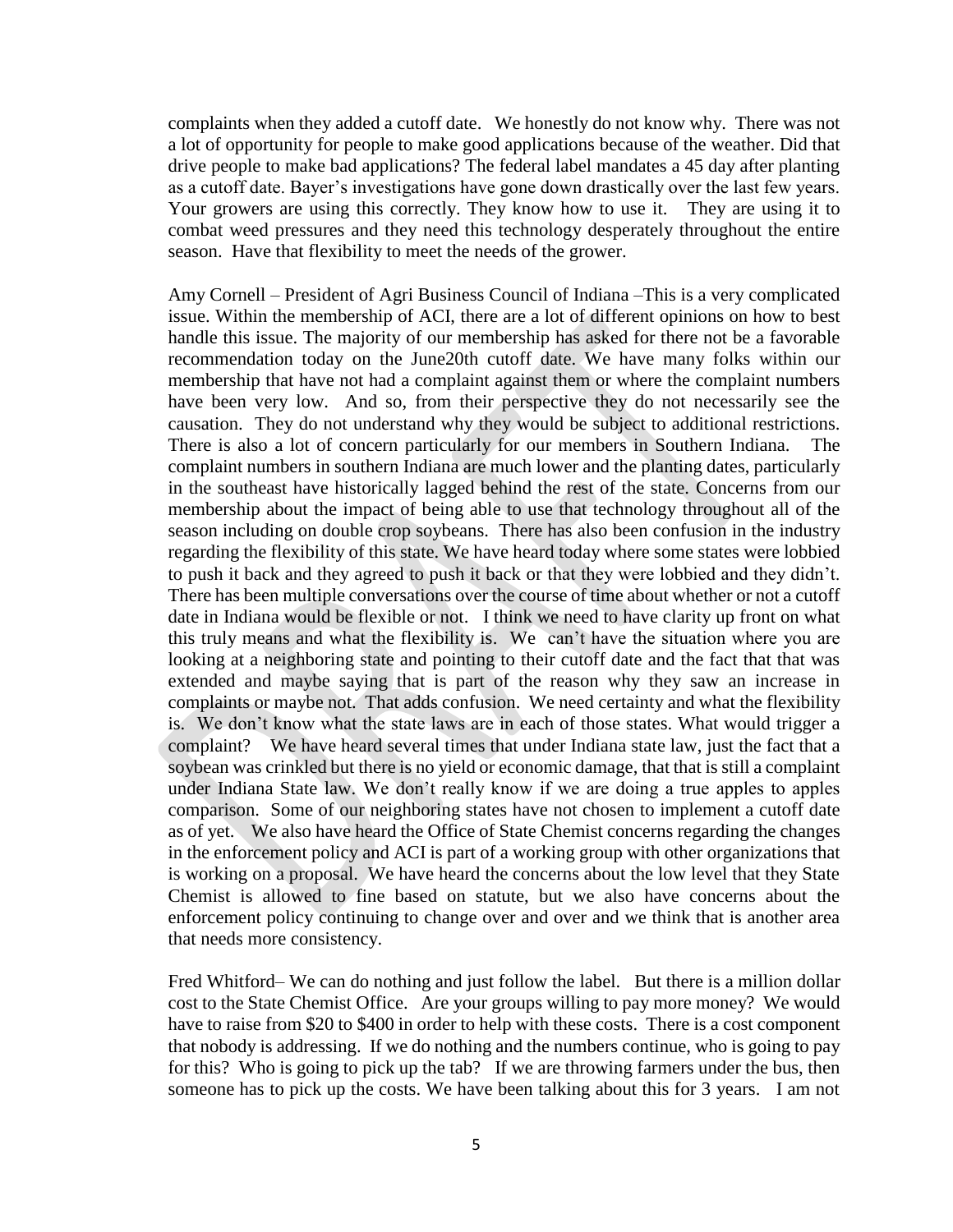complaints when they added a cutoff date. We honestly do not know why. There was not a lot of opportunity for people to make good applications because of the weather. Did that drive people to make bad applications? The federal label mandates a 45 day after planting as a cutoff date. Bayer's investigations have gone down drastically over the last few years. Your growers are using this correctly. They know how to use it. They are using it to combat weed pressures and they need this technology desperately throughout the entire season. Have that flexibility to meet the needs of the grower.

Amy Cornell – President of Agri Business Council of Indiana –This is a very complicated issue. Within the membership of ACI, there are a lot of different opinions on how to best handle this issue. The majority of our membership has asked for there not be a favorable recommendation today on the June20th cutoff date. We have many folks within our membership that have not had a complaint against them or where the complaint numbers have been very low. And so, from their perspective they do not necessarily see the causation. They do not understand why they would be subject to additional restrictions. There is also a lot of concern particularly for our members in Southern Indiana. The complaint numbers in southern Indiana are much lower and the planting dates, particularly in the southeast have historically lagged behind the rest of the state. Concerns from our membership about the impact of being able to use that technology throughout all of the season including on double crop soybeans. There has also been confusion in the industry regarding the flexibility of this state. We have heard today where some states were lobbied to push it back and they agreed to push it back or that they were lobbied and they didn't. There has been multiple conversations over the course of time about whether or not a cutoff date in Indiana would be flexible or not. I think we need to have clarity up front on what this truly means and what the flexibility is. We can't have the situation where you are looking at a neighboring state and pointing to their cutoff date and the fact that that was extended and maybe saying that is part of the reason why they saw an increase in complaints or maybe not. That adds confusion. We need certainty and what the flexibility is. We don't know what the state laws are in each of those states. What would trigger a complaint? We have heard several times that under Indiana state law, just the fact that a soybean was crinkled but there is no yield or economic damage, that that is still a complaint under Indiana State law. We don't really know if we are doing a true apples to apples comparison. Some of our neighboring states have not chosen to implement a cutoff date as of yet. We also have heard the Office of State Chemist concerns regarding the changes in the enforcement policy and ACI is part of a working group with other organizations that is working on a proposal. We have heard the concerns about the low level that they State Chemist is allowed to fine based on statute, but we also have concerns about the enforcement policy continuing to change over and over and we think that is another area that needs more consistency.

Fred Whitford– We can do nothing and just follow the label. But there is a million dollar cost to the State Chemist Office. Are your groups willing to pay more money? We would have to raise from \$20 to \$400 in order to help with these costs. There is a cost component that nobody is addressing. If we do nothing and the numbers continue, who is going to pay for this? Who is going to pick up the tab? If we are throwing farmers under the bus, then someone has to pick up the costs. We have been talking about this for 3 years. I am not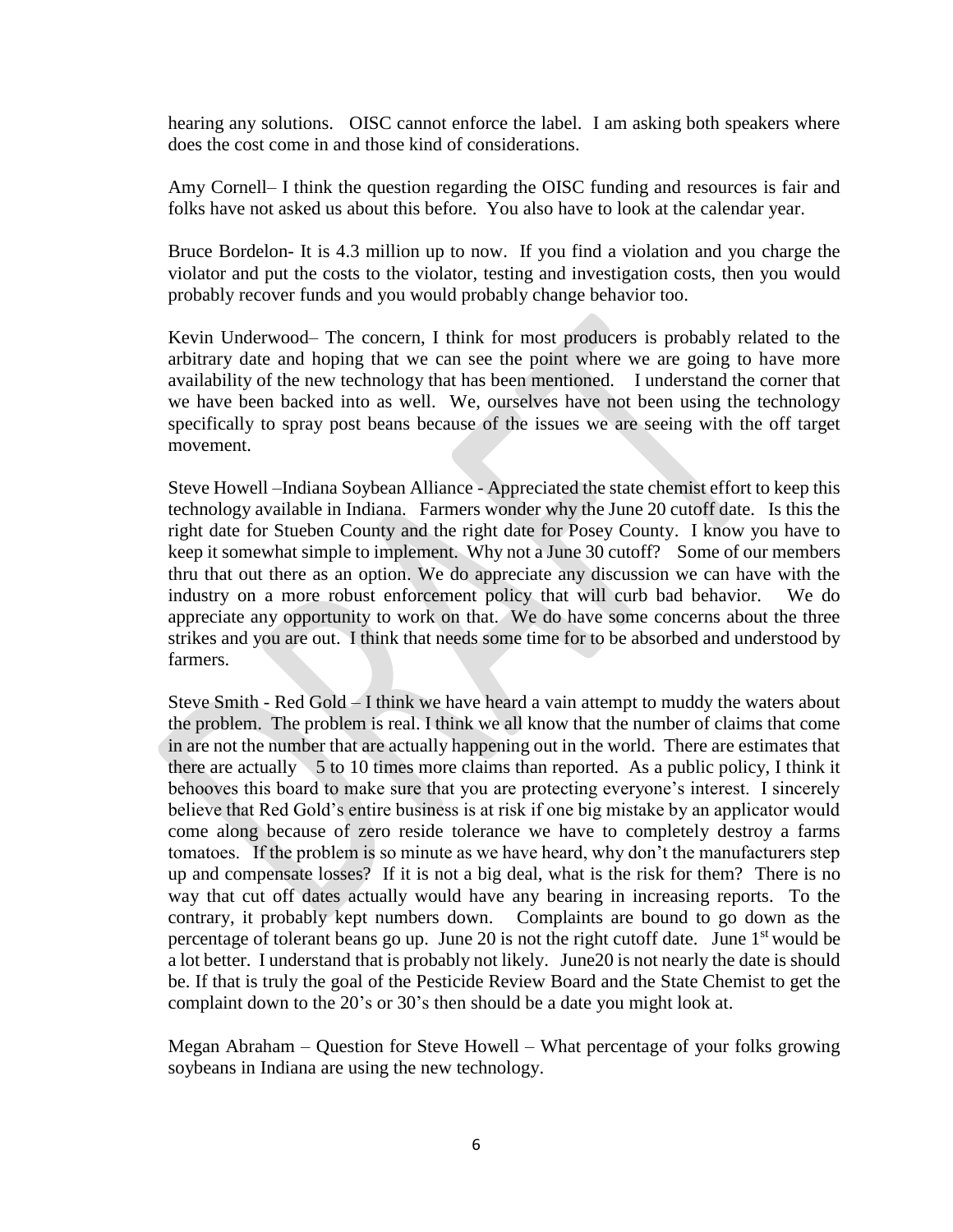hearing any solutions. OISC cannot enforce the label. I am asking both speakers where does the cost come in and those kind of considerations.

Amy Cornell– I think the question regarding the OISC funding and resources is fair and folks have not asked us about this before. You also have to look at the calendar year.

Bruce Bordelon- It is 4.3 million up to now. If you find a violation and you charge the violator and put the costs to the violator, testing and investigation costs, then you would probably recover funds and you would probably change behavior too.

Kevin Underwood– The concern, I think for most producers is probably related to the arbitrary date and hoping that we can see the point where we are going to have more availability of the new technology that has been mentioned. I understand the corner that we have been backed into as well. We, ourselves have not been using the technology specifically to spray post beans because of the issues we are seeing with the off target movement.

Steve Howell –Indiana Soybean Alliance - Appreciated the state chemist effort to keep this technology available in Indiana. Farmers wonder why the June 20 cutoff date. Is this the right date for Stueben County and the right date for Posey County. I know you have to keep it somewhat simple to implement. Why not a June 30 cutoff? Some of our members thru that out there as an option. We do appreciate any discussion we can have with the industry on a more robust enforcement policy that will curb bad behavior. We do appreciate any opportunity to work on that. We do have some concerns about the three strikes and you are out. I think that needs some time for to be absorbed and understood by farmers.

Steve Smith - Red Gold – I think we have heard a vain attempt to muddy the waters about the problem. The problem is real. I think we all know that the number of claims that come in are not the number that are actually happening out in the world. There are estimates that there are actually 5 to 10 times more claims than reported. As a public policy, I think it behooves this board to make sure that you are protecting everyone's interest. I sincerely believe that Red Gold's entire business is at risk if one big mistake by an applicator would come along because of zero reside tolerance we have to completely destroy a farms tomatoes. If the problem is so minute as we have heard, why don't the manufacturers step up and compensate losses? If it is not a big deal, what is the risk for them? There is no way that cut off dates actually would have any bearing in increasing reports. To the contrary, it probably kept numbers down. Complaints are bound to go down as the percentage of tolerant beans go up. June 20 is not the right cutoff date. June 1st would be a lot better. I understand that is probably not likely. June20 is not nearly the date is should be. If that is truly the goal of the Pesticide Review Board and the State Chemist to get the complaint down to the 20's or 30's then should be a date you might look at.

Megan Abraham – Question for Steve Howell – What percentage of your folks growing soybeans in Indiana are using the new technology.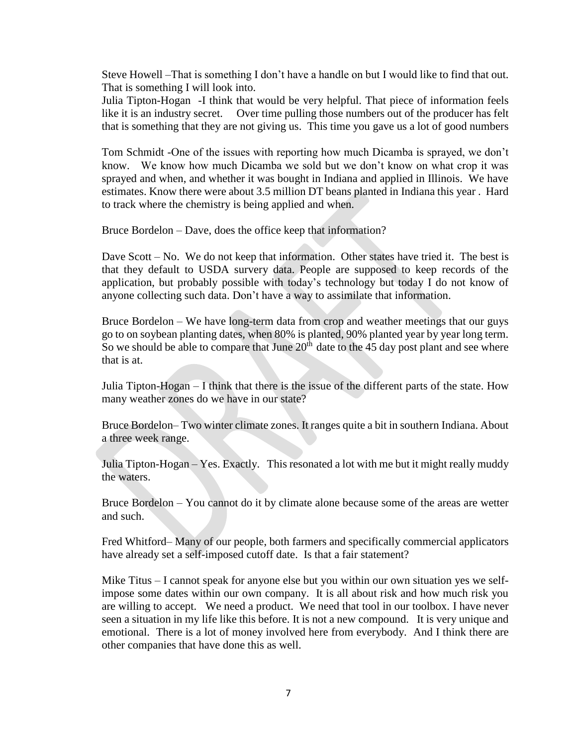Steve Howell –That is something I don't have a handle on but I would like to find that out. That is something I will look into.

Julia Tipton-Hogan -I think that would be very helpful. That piece of information feels like it is an industry secret. Over time pulling those numbers out of the producer has felt that is something that they are not giving us. This time you gave us a lot of good numbers

Tom Schmidt -One of the issues with reporting how much Dicamba is sprayed, we don't know. We know how much Dicamba we sold but we don't know on what crop it was sprayed and when, and whether it was bought in Indiana and applied in Illinois. We have estimates. Know there were about 3.5 million DT beans planted in Indiana this year . Hard to track where the chemistry is being applied and when.

Bruce Bordelon – Dave, does the office keep that information?

Dave Scott – No. We do not keep that information. Other states have tried it. The best is that they default to USDA survery data. People are supposed to keep records of the application, but probably possible with today's technology but today I do not know of anyone collecting such data. Don't have a way to assimilate that information.

Bruce Bordelon – We have long-term data from crop and weather meetings that our guys go to on soybean planting dates, when 80% is planted, 90% planted year by year long term. So we should be able to compare that June 20th date to the 45 day post plant and see where that is at.

Julia Tipton-Hogan – I think that there is the issue of the different parts of the state. How many weather zones do we have in our state?

Bruce Bordelon– Two winter climate zones. It ranges quite a bit in southern Indiana. About a three week range.

Julia Tipton-Hogan – Yes. Exactly. This resonated a lot with me but it might really muddy the waters.

Bruce Bordelon – You cannot do it by climate alone because some of the areas are wetter and such.

Fred Whitford– Many of our people, both farmers and specifically commercial applicators have already set a self-imposed cutoff date. Is that a fair statement?

Mike Titus – I cannot speak for anyone else but you within our own situation yes we self-impose some dates within our own company. It is all about risk and how much risk you are willing to accept. We need a product. We need that tool in our toolbox. I have never seen a situation in my life like this before. It is not a new compound. It is very unique and emotional. There is a lot of money involved here from everybody. And I think there are other companies that have done this as well.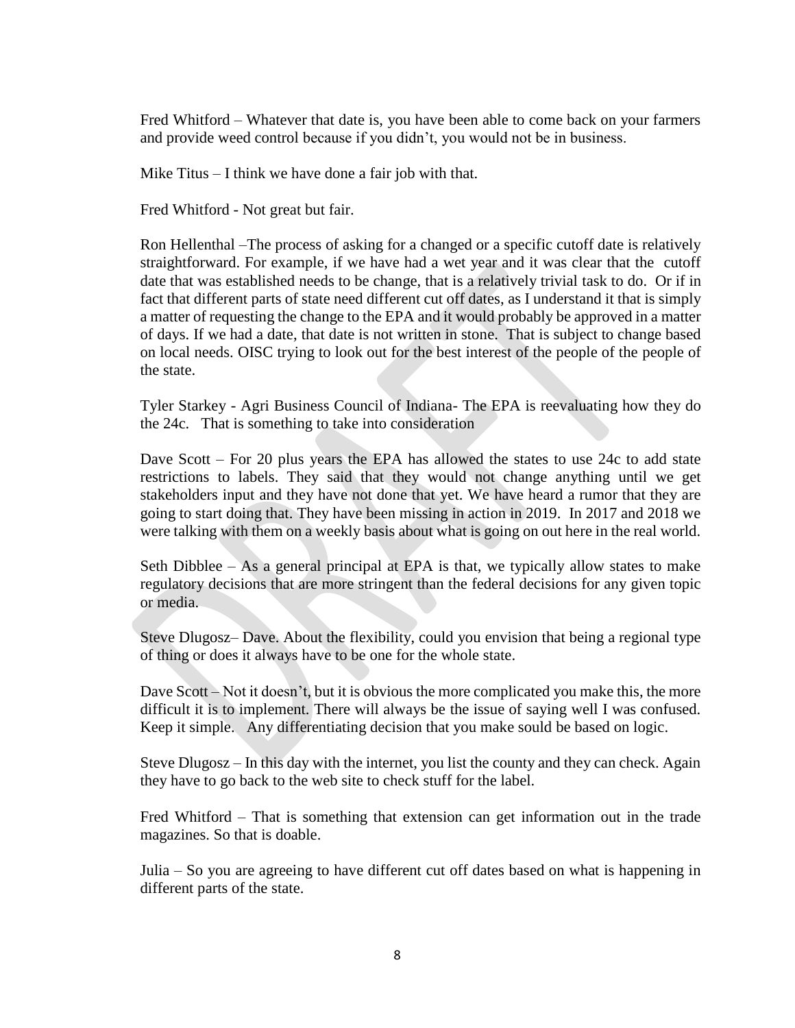Fred Whitford – Whatever that date is, you have been able to come back on your farmers and provide weed control because if you didn't, you would not be in business.

Mike Titus – I think we have done a fair job with that.

Fred Whitford - Not great but fair.

Ron Hellenthal –The process of asking for a changed or a specific cutoff date is relatively straightforward. For example, if we have had a wet year and it was clear that the cutoff date that was established needs to be change, that is a relatively trivial task to do. Or if in fact that different parts of state need different cut off dates, as I understand it that is simply a matter of requesting the change to the EPA and it would probably be approved in a matter of days. If we had a date, that date is not written in stone. That is subject to change based on local needs. OISC trying to look out for the best interest of the people of the people of the state.

Tyler Starkey - Agri Business Council of Indiana- The EPA is reevaluating how they do the 24c. That is something to take into consideration

Dave Scott – For 20 plus years the EPA has allowed the states to use 24c to add state restrictions to labels. They said that they would not change anything until we get stakeholders input and they have not done that yet. We have heard a rumor that they are going to start doing that. They have been missing in action in 2019. In 2017 and 2018 we were talking with them on a weekly basis about what is going on out here in the real world.

Seth Dibblee – As a general principal at EPA is that, we typically allow states to make regulatory decisions that are more stringent than the federal decisions for any given topic or media.

Steve Dlugosz– Dave. About the flexibility, could you envision that being a regional type of thing or does it always have to be one for the whole state.

Dave Scott – Not it doesn't, but it is obvious the more complicated you make this, the more difficult it is to implement. There will always be the issue of saying well I was confused. Keep it simple. Any differentiating decision that you make sould be based on logic.

Steve Dlugosz – In this day with the internet, you list the county and they can check. Again they have to go back to the web site to check stuff for the label.

Fred Whitford – That is something that extension can get information out in the trade magazines. So that is doable.

Julia – So you are agreeing to have different cut off dates based on what is happening in different parts of the state.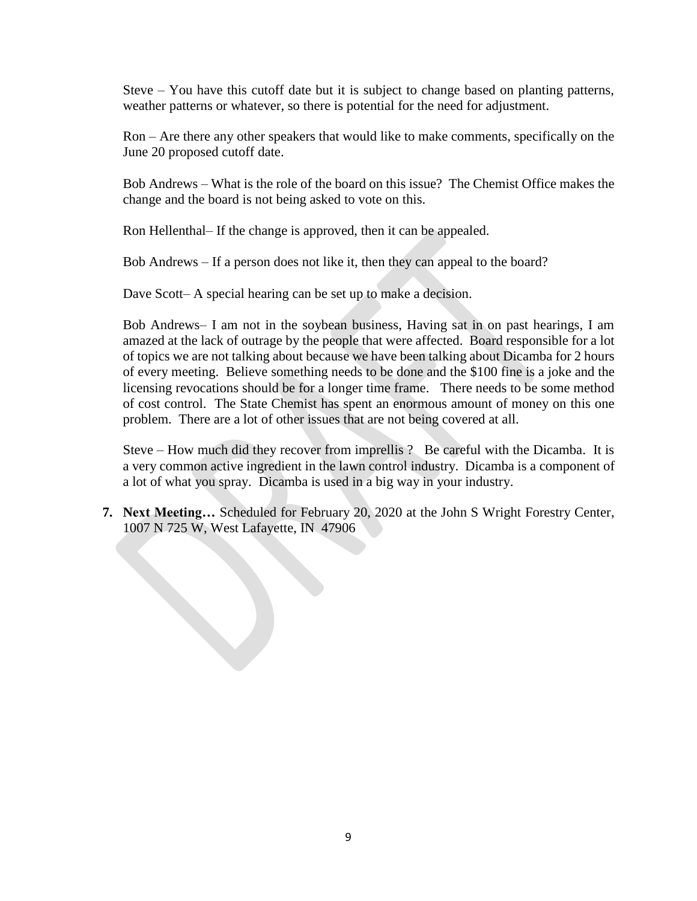Steve – You have this cutoff date but it is subject to change based on planting patterns, weather patterns or whatever, so there is potential for the need for adjustment.

Ron – Are there any other speakers that would like to make comments, specifically on the June 20 proposed cutoff date.

Bob Andrews – What is the role of the board on this issue? The Chemist Office makes the change and the board is not being asked to vote on this.

Ron Hellenthal– If the change is approved, then it can be appealed.

Bob Andrews – If a person does not like it, then they can appeal to the board?

Dave Scott– A special hearing can be set up to make a decision.

Bob Andrews– I am not in the soybean business, Having sat in on past hearings, I am amazed at the lack of outrage by the people that were affected. Board responsible for a lot of topics we are not talking about because we have been talking about Dicamba for 2 hours of every meeting. Believe something needs to be done and the $100 fine is a joke and the licensing revocations should be for a longer time frame. There needs to be some method of cost control. The State Chemist has spent an enormous amount of money on this one problem. There are a lot of other issues that are not being covered at all.

Steve – How much did they recover from imprellis ? Be careful with the Dicamba. It is a very common active ingredient in the lawn control industry. Dicamba is a component of a lot of what you spray. Dicamba is used in a big way in your industry.

**7. Next Meeting…** Scheduled for February 20, 2020 at the John S Wright Forestry Center, 1007 N 725 W, West Lafayette, IN 47906